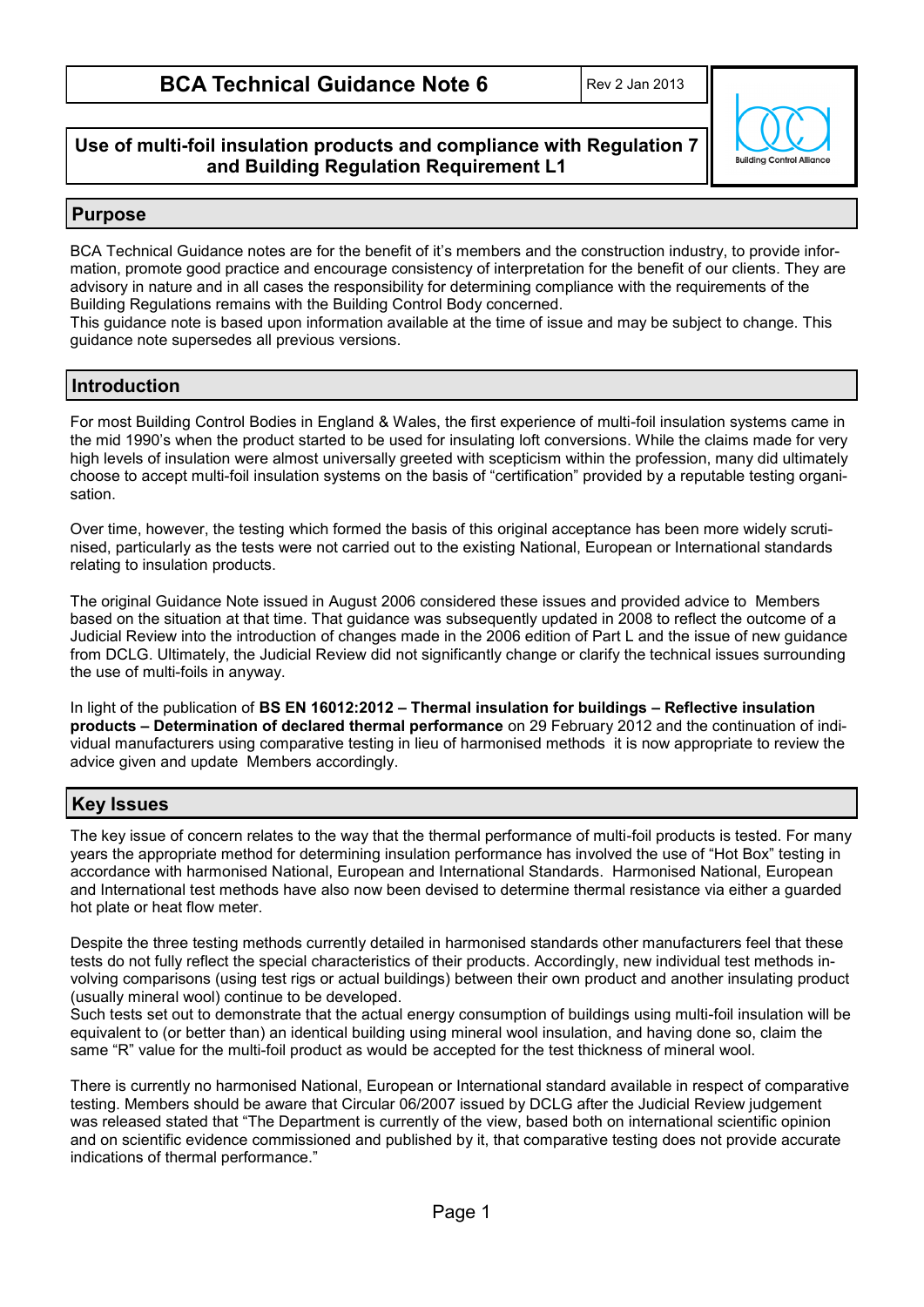# BCA Technical Guidance Note 6

Rev 2 Jan 2013

## Use of multi-foil insulation products and compliance with Regulation 7 and Building Regulation Requirement L1

## Purpose

BCA Technical Guidance notes are for the benefit of it's members and the construction industry, to provide information, promote good practice and encourage consistency of interpretation for the benefit of our clients. They are advisory in nature and in all cases the responsibility for determining compliance with the requirements of the Building Regulations remains with the Building Control Body concerned.
This guidance note is based upon information available at the time of issue and may be subject to change. This guidance note supersedes all previous versions.

## Introduction

For most Building Control Bodies in England & Wales, the first experience of multi-foil insulation systems came in the mid 1990's when the product started to be used for insulating loft conversions. While the claims made for very high levels of insulation were almost universally greeted with scepticism within the profession, many did ultimately choose to accept multi-foil insulation systems on the basis of "certification" provided by a reputable testing organisation.

Over time, however, the testing which formed the basis of this original acceptance has been more widely scrutinised, particularly as the tests were not carried out to the existing National, European or International standards relating to insulation products.

The original Guidance Note issued in August 2006 considered these issues and provided advice to Members based on the situation at that time. That guidance was subsequently updated in 2008 to reflect the outcome of a Judicial Review into the introduction of changes made in the 2006 edition of Part L and the issue of new guidance from DCLG. Ultimately, the Judicial Review did not significantly change or clarify the technical issues surrounding the use of multi-foils in anyway.

In light of the publication of **BS EN 16012:2012 – Thermal insulation for buildings – Reflective insulation products – Determination of declared thermal performance** on 29 February 2012 and the continuation of individual manufacturers using comparative testing in lieu of harmonised methods it is now appropriate to review the advice given and update Members accordingly.

## Key Issues

The key issue of concern relates to the way that the thermal performance of multi-foil products is tested. For many years the appropriate method for determining insulation performance has involved the use of "Hot Box" testing in accordance with harmonised National, European and International Standards. Harmonised National, European and International test methods have also now been devised to determine thermal resistance via either a guarded hot plate or heat flow meter.

Despite the three testing methods currently detailed in harmonised standards other manufacturers feel that these tests do not fully reflect the special characteristics of their products. Accordingly, new individual test methods involving comparisons (using test rigs or actual buildings) between their own product and another insulating product (usually mineral wool) continue to be developed.
Such tests set out to demonstrate that the actual energy consumption of buildings using multi-foil insulation will be equivalent to (or better than) an identical building using mineral wool insulation, and having done so, claim the same "R" value for the multi-foil product as would be accepted for the test thickness of mineral wool.

There is currently no harmonised National, European or International standard available in respect of comparative testing. Members should be aware that Circular 06/2007 issued by DCLG after the Judicial Review judgement was released stated that "The Department is currently of the view, based both on international scientific opinion and on scientific evidence commissioned and published by it, that comparative testing does not provide accurate indications of thermal performance."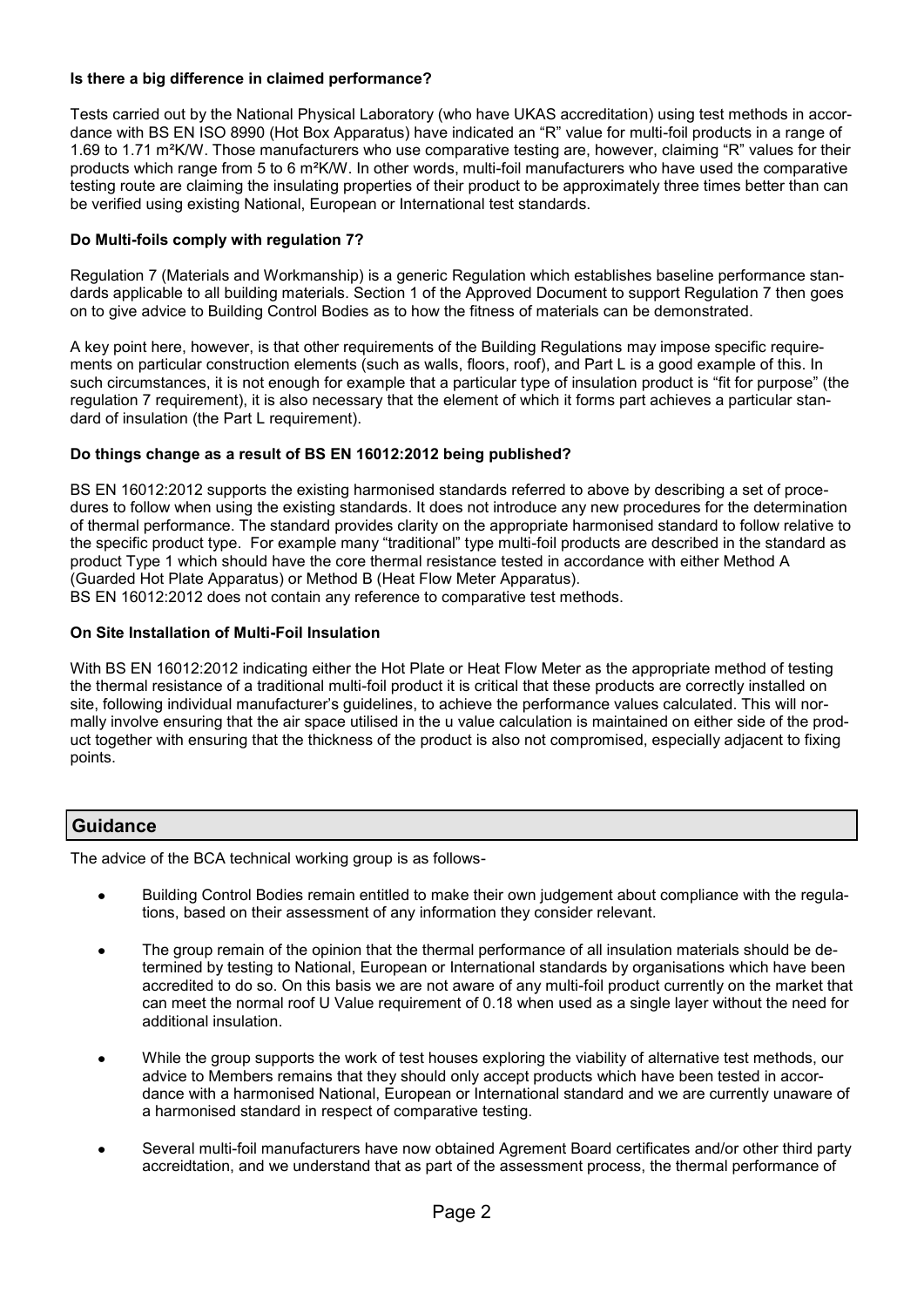**Is there a big difference in claimed performance?**

Tests carried out by the National Physical Laboratory (who have UKAS accreditation) using test methods in accordance with BS EN ISO 8990 (Hot Box Apparatus) have indicated an "R" value for multi-foil products in a range of 1.69 to 1.71 m²K/W. Those manufacturers who use comparative testing are, however, claiming "R" values for their products which range from 5 to 6 m²K/W. In other words, multi-foil manufacturers who have used the comparative testing route are claiming the insulating properties of their product to be approximately three times better than can be verified using existing National, European or International test standards.

**Do Multi-foils comply with regulation 7?**

Regulation 7 (Materials and Workmanship) is a generic Regulation which establishes baseline performance standards applicable to all building materials. Section 1 of the Approved Document to support Regulation 7 then goes on to give advice to Building Control Bodies as to how the fitness of materials can be demonstrated.

A key point here, however, is that other requirements of the Building Regulations may impose specific requirements on particular construction elements (such as walls, floors, roof), and Part L is a good example of this. In such circumstances, it is not enough for example that a particular type of insulation product is "fit for purpose" (the regulation 7 requirement), it is also necessary that the element of which it forms part achieves a particular standard of insulation (the Part L requirement).

**Do things change as a result of BS EN 16012:2012 being published?**

BS EN 16012:2012 supports the existing harmonised standards referred to above by describing a set of procedures to follow when using the existing standards. It does not introduce any new procedures for the determination of thermal performance. The standard provides clarity on the appropriate harmonised standard to follow relative to the specific product type. For example many "traditional" type multi-foil products are described in the standard as product Type 1 which should have the core thermal resistance tested in accordance with either Method A (Guarded Hot Plate Apparatus) or Method B (Heat Flow Meter Apparatus).
BS EN 16012:2012 does not contain any reference to comparative test methods.

**On Site Installation of Multi-Foil Insulation**

With BS EN 16012:2012 indicating either the Hot Plate or Heat Flow Meter as the appropriate method of testing the thermal resistance of a traditional multi-foil product it is critical that these products are correctly installed on site, following individual manufacturer's guidelines, to achieve the performance values calculated. This will normally involve ensuring that the air space utilised in the u value calculation is maintained on either side of the product together with ensuring that the thickness of the product is also not compromised, especially adjacent to fixing points.

## Guidance

The advice of the BCA technical working group is as follows-

- Building Control Bodies remain entitled to make their own judgement about compliance with the regulations, based on their assessment of any information they consider relevant.
- The group remain of the opinion that the thermal performance of all insulation materials should be determined by testing to National, European or International standards by organisations which have been accredited to do so. On this basis we are not aware of any multi-foil product currently on the market that can meet the normal roof U Value requirement of 0.18 when used as a single layer without the need for additional insulation.
- While the group supports the work of test houses exploring the viability of alternative test methods, our advice to Members remains that they should only accept products which have been tested in accordance with a harmonised National, European or International standard and we are currently unaware of a harmonised standard in respect of comparative testing.
- Several multi-foil manufacturers have now obtained Agrement Board certificates and/or other third party accreidtation, and we understand that as part of the assessment process, the thermal performance of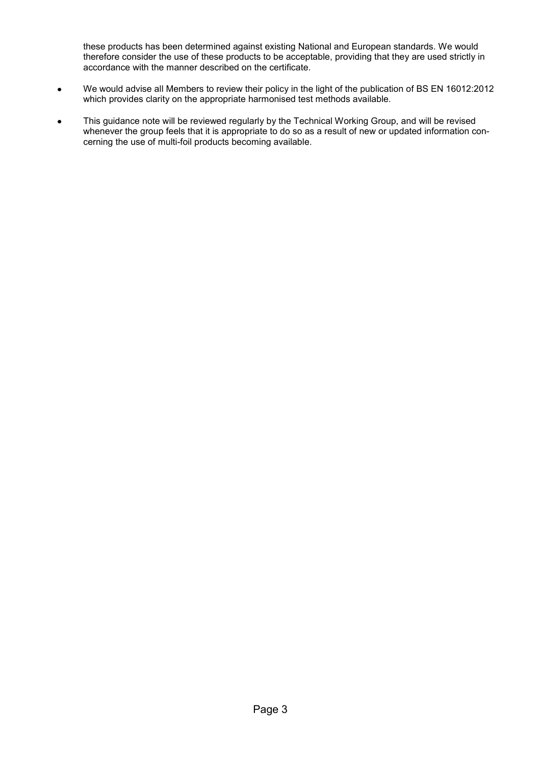these products has been determined against existing National and European standards. We would therefore consider the use of these products to be acceptable, providing that they are used strictly in accordance with the manner described on the certificate.

- We would advise all Members to review their policy in the light of the publication of BS EN 16012:2012 which provides clarity on the appropriate harmonised test methods available.
- This guidance note will be reviewed regularly by the Technical Working Group, and will be revised whenever the group feels that it is appropriate to do so as a result of new or updated information concerning the use of multi-foil products becoming available.